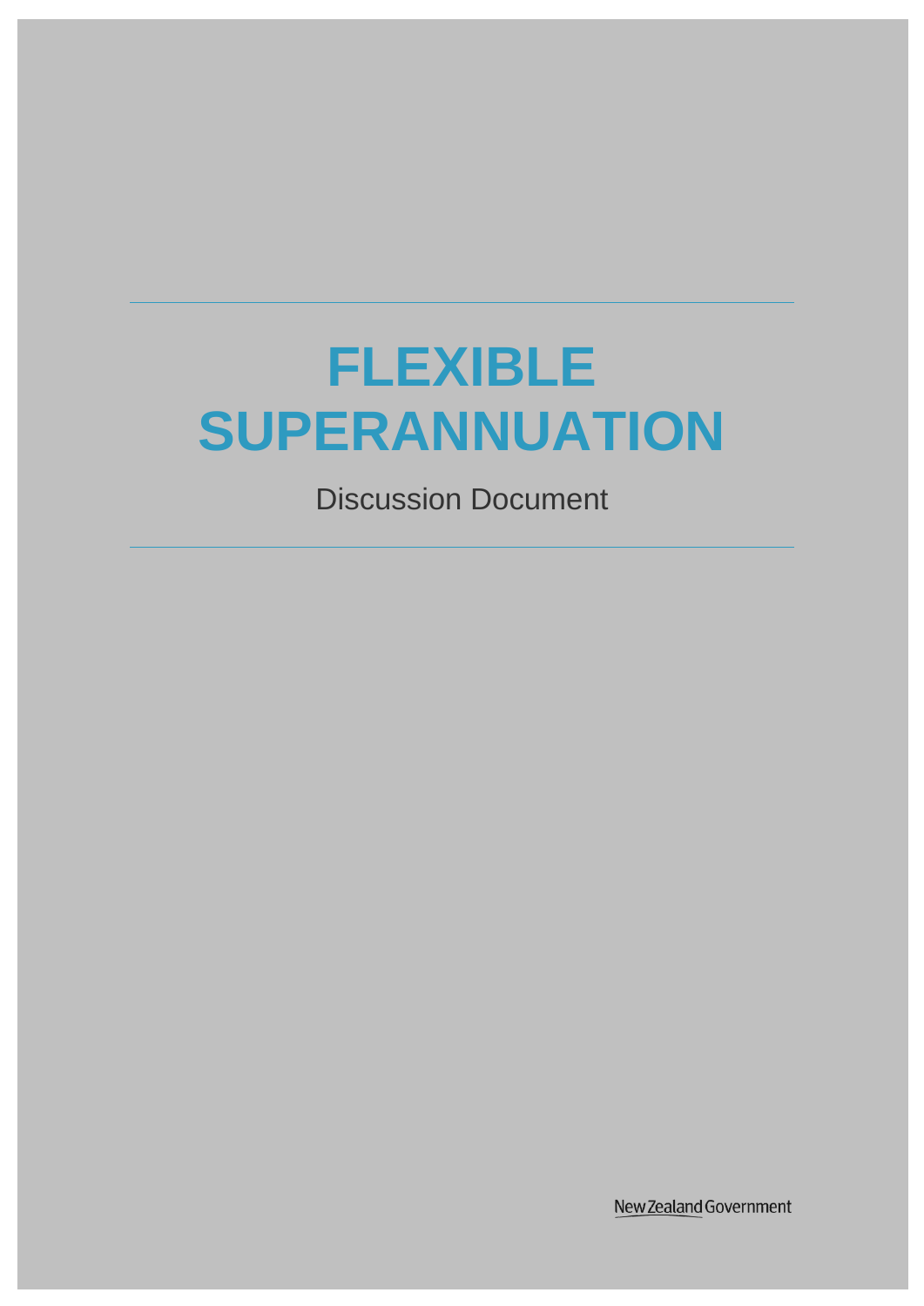# FLEXIBLE SUPERANNUATION

Discussion Document

New Zealand Government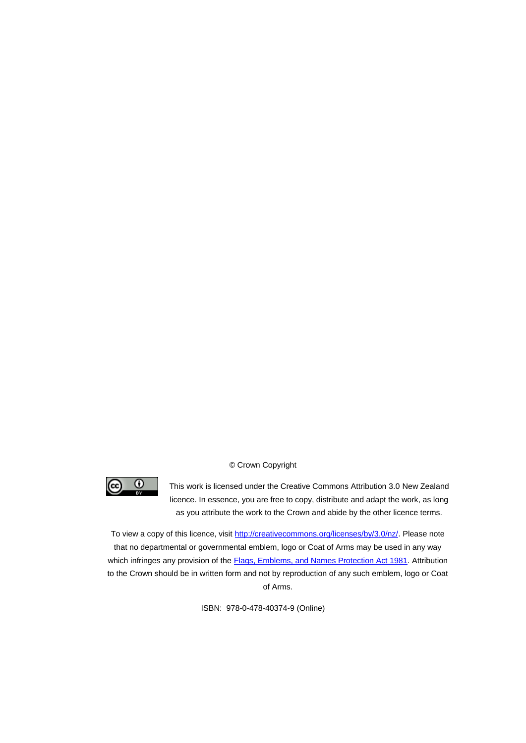© Crown Copyright

This work is licensed under the Creative Commons Attribution 3.0 New Zealand licence. In essence, you are free to copy, distribute and adapt the work, as long as you attribute the work to the Crown and abide by the other licence terms.

To view a copy of this licence, visit http://creativecommons.org/licenses/by/3.0/nz/. Please note that no departmental or governmental emblem, logo or Coat of Arms may be used in any way which infringes any provision of the Flags, Emblems, and Names Protection Act 1981. Attribution to the Crown should be in written form and not by reproduction of any such emblem, logo or Coat of Arms.

ISBN: 978-0-478-40374-9 (Online)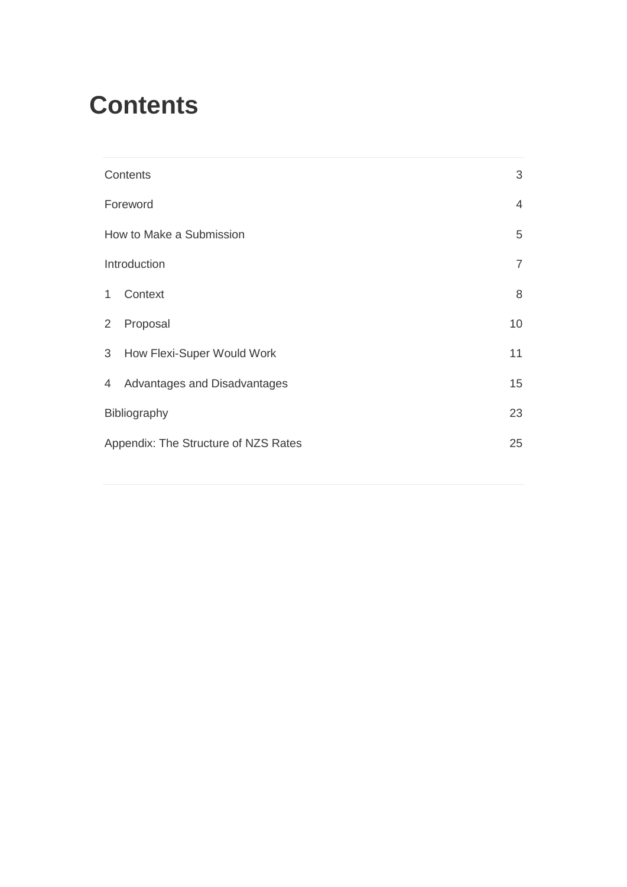# Contents

| | |
|---|---|
| Contents | 3 |
| Foreword | 4 |
| How to Make a Submission | 5 |
| Introduction | 7 |
| 1 Context | 8 |
| 2 Proposal | 10 |
| 3 How Flexi-Super Would Work | 11 |
| 4 Advantages and Disadvantages | 15 |
| Bibliography | 23 |
| Appendix: The Structure of NZS Rates | 25 |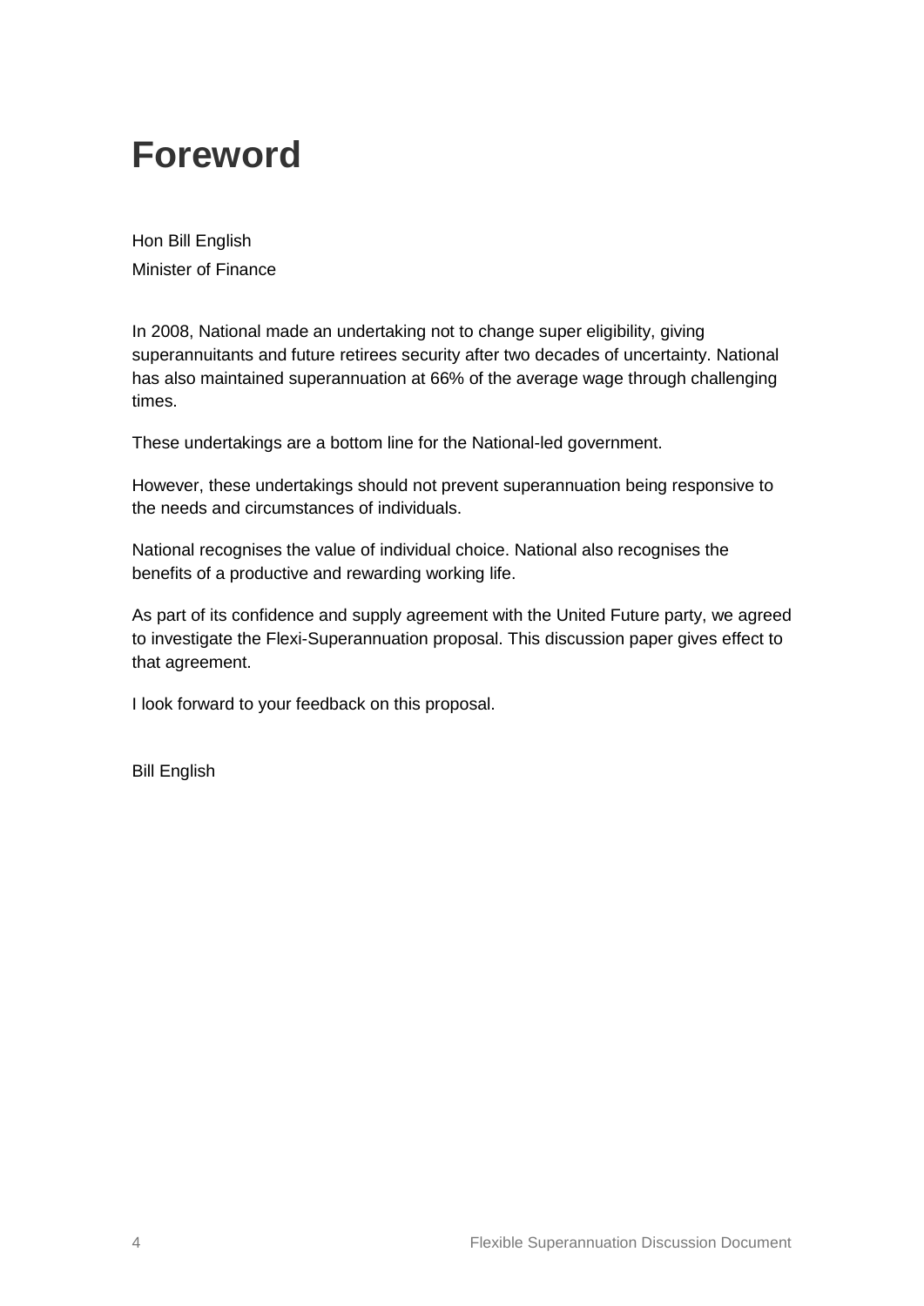# Foreword

Hon Bill English
Minister of Finance

In 2008, National made an undertaking not to change super eligibility, giving superannuitants and future retirees security after two decades of uncertainty. National has also maintained superannuation at 66% of the average wage through challenging times.

These undertakings are a bottom line for the National-led government.

However, these undertakings should not prevent superannuation being responsive to the needs and circumstances of individuals.

National recognises the value of individual choice. National also recognises the benefits of a productive and rewarding working life.

As part of its confidence and supply agreement with the United Future party, we agreed to investigate the Flexi-Superannuation proposal. This discussion paper gives effect to that agreement.

I look forward to your feedback on this proposal.

Bill English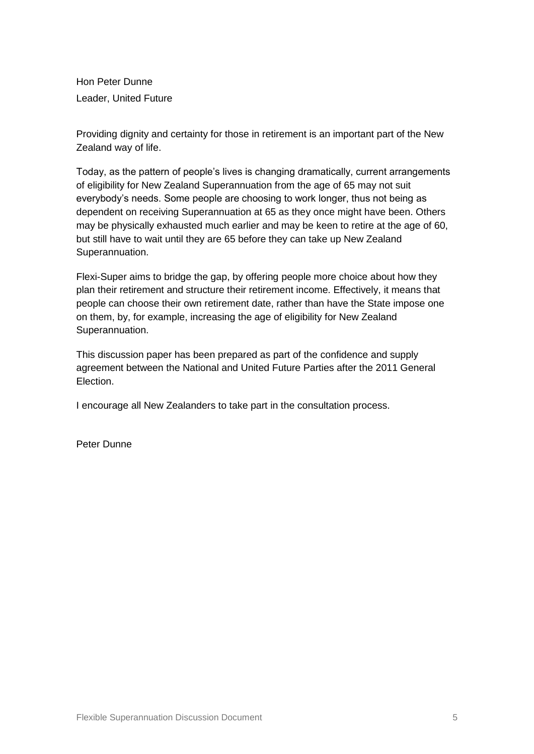Hon Peter Dunne
Leader, United Future

Providing dignity and certainty for those in retirement is an important part of the New Zealand way of life.

Today, as the pattern of people's lives is changing dramatically, current arrangements of eligibility for New Zealand Superannuation from the age of 65 may not suit everybody's needs. Some people are choosing to work longer, thus not being as dependent on receiving Superannuation at 65 as they once might have been. Others may be physically exhausted much earlier and may be keen to retire at the age of 60, but still have to wait until they are 65 before they can take up New Zealand Superannuation.

Flexi-Super aims to bridge the gap, by offering people more choice about how they plan their retirement and structure their retirement income. Effectively, it means that people can choose their own retirement date, rather than have the State impose one on them, by, for example, increasing the age of eligibility for New Zealand Superannuation.

This discussion paper has been prepared as part of the confidence and supply agreement between the National and United Future Parties after the 2011 General Election.

I encourage all New Zealanders to take part in the consultation process.

Peter Dunne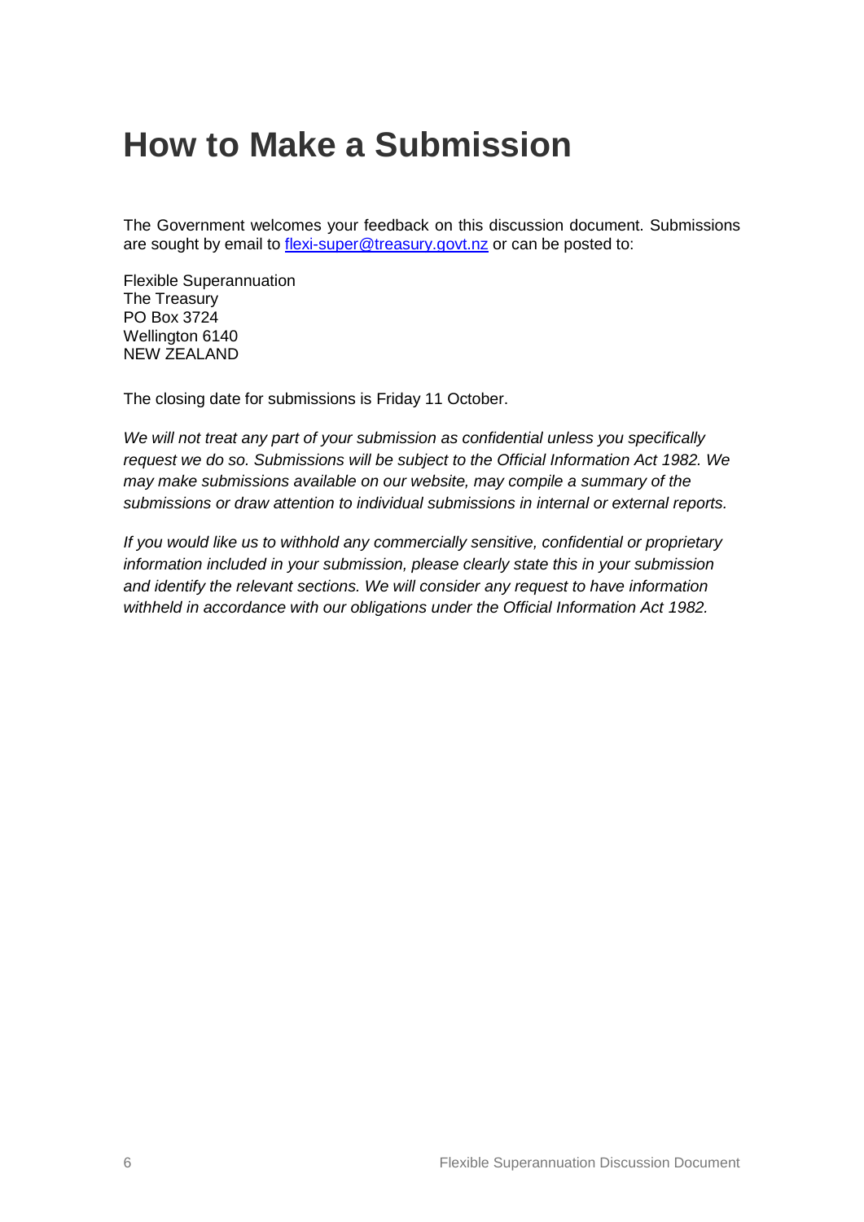# How to Make a Submission

The Government welcomes your feedback on this discussion document. Submissions are sought by email to [flexi-super@treasury.govt.nz](mailto:flexi-super@treasury.govt.nz) or can be posted to:

Flexible Superannuation
The Treasury
PO Box 3724
Wellington 6140
NEW ZEALAND

The closing date for submissions is Friday 11 October.

*We will not treat any part of your submission as confidential unless you specifically request we do so. Submissions will be subject to the Official Information Act 1982. We may make submissions available on our website, may compile a summary of the submissions or draw attention to individual submissions in internal or external reports.*

*If you would like us to withhold any commercially sensitive, confidential or proprietary information included in your submission, please clearly state this in your submission and identify the relevant sections. We will consider any request to have information withheld in accordance with our obligations under the Official Information Act 1982.*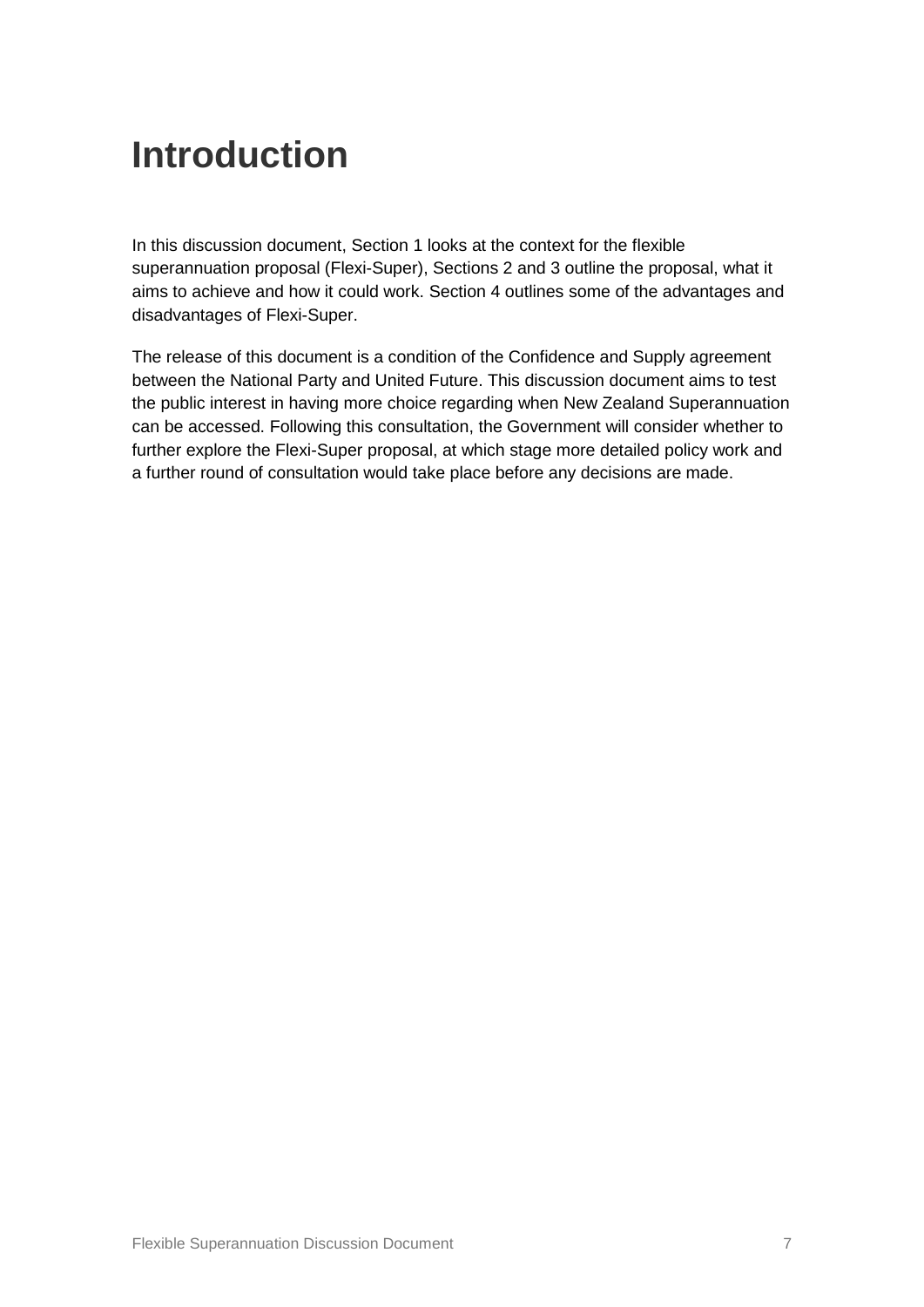# Introduction

In this discussion document, Section 1 looks at the context for the flexible superannuation proposal (Flexi-Super), Sections 2 and 3 outline the proposal, what it aims to achieve and how it could work. Section 4 outlines some of the advantages and disadvantages of Flexi-Super.

The release of this document is a condition of the Confidence and Supply agreement between the National Party and United Future. This discussion document aims to test the public interest in having more choice regarding when New Zealand Superannuation can be accessed. Following this consultation, the Government will consider whether to further explore the Flexi-Super proposal, at which stage more detailed policy work and a further round of consultation would take place before any decisions are made.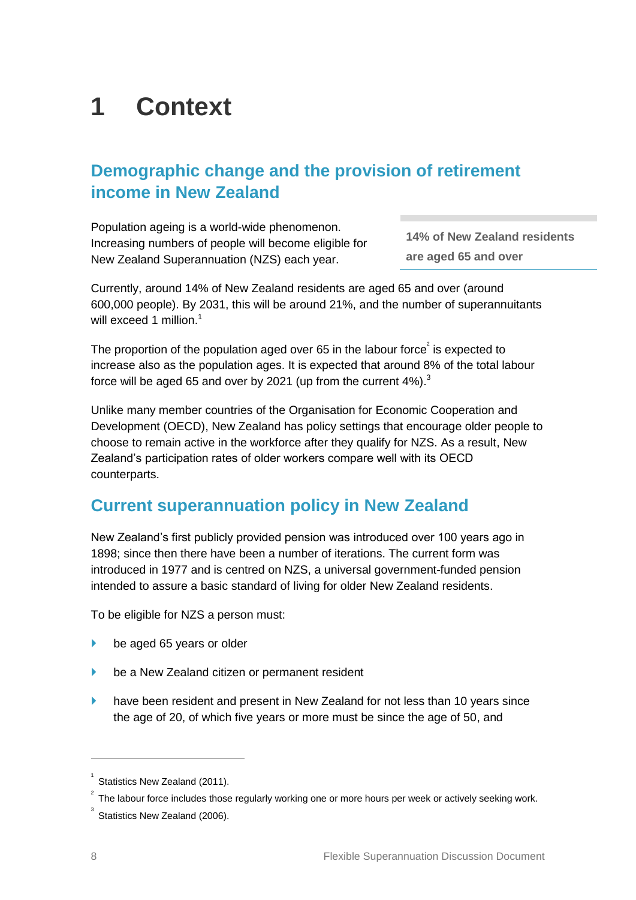# 1 Context

## Demographic change and the provision of retirement income in New Zealand

Population ageing is a world-wide phenomenon. Increasing numbers of people will become eligible for New Zealand Superannuation (NZS) each year.

**14% of New Zealand residents are aged 65 and over**

Currently, around 14% of New Zealand residents are aged 65 and over (around 600,000 people). By 2031, this will be around 21%, and the number of superannuitants will exceed 1 million.[1]

The proportion of the population aged over 65 in the labour force[2] is expected to increase also as the population ages. It is expected that around 8% of the total labour force will be aged 65 and over by 2021 (up from the current 4%).[3]

Unlike many member countries of the Organisation for Economic Cooperation and Development (OECD), New Zealand has policy settings that encourage older people to choose to remain active in the workforce after they qualify for NZS. As a result, New Zealand's participation rates of older workers compare well with its OECD counterparts.

## Current superannuation policy in New Zealand

New Zealand's first publicly provided pension was introduced over 100 years ago in 1898; since then there have been a number of iterations. The current form was introduced in 1977 and is centred on NZS, a universal government-funded pension intended to assure a basic standard of living for older New Zealand residents.

To be eligible for NZS a person must:

- be aged 65 years or older
- be a New Zealand citizen or permanent resident
- have been resident and present in New Zealand for not less than 10 years since the age of 20, of which five years or more must be since the age of 50, and

---

[1] Statistics New Zealand (2011).

[2] The labour force includes those regularly working one or more hours per week or actively seeking work.

[3] Statistics New Zealand (2006).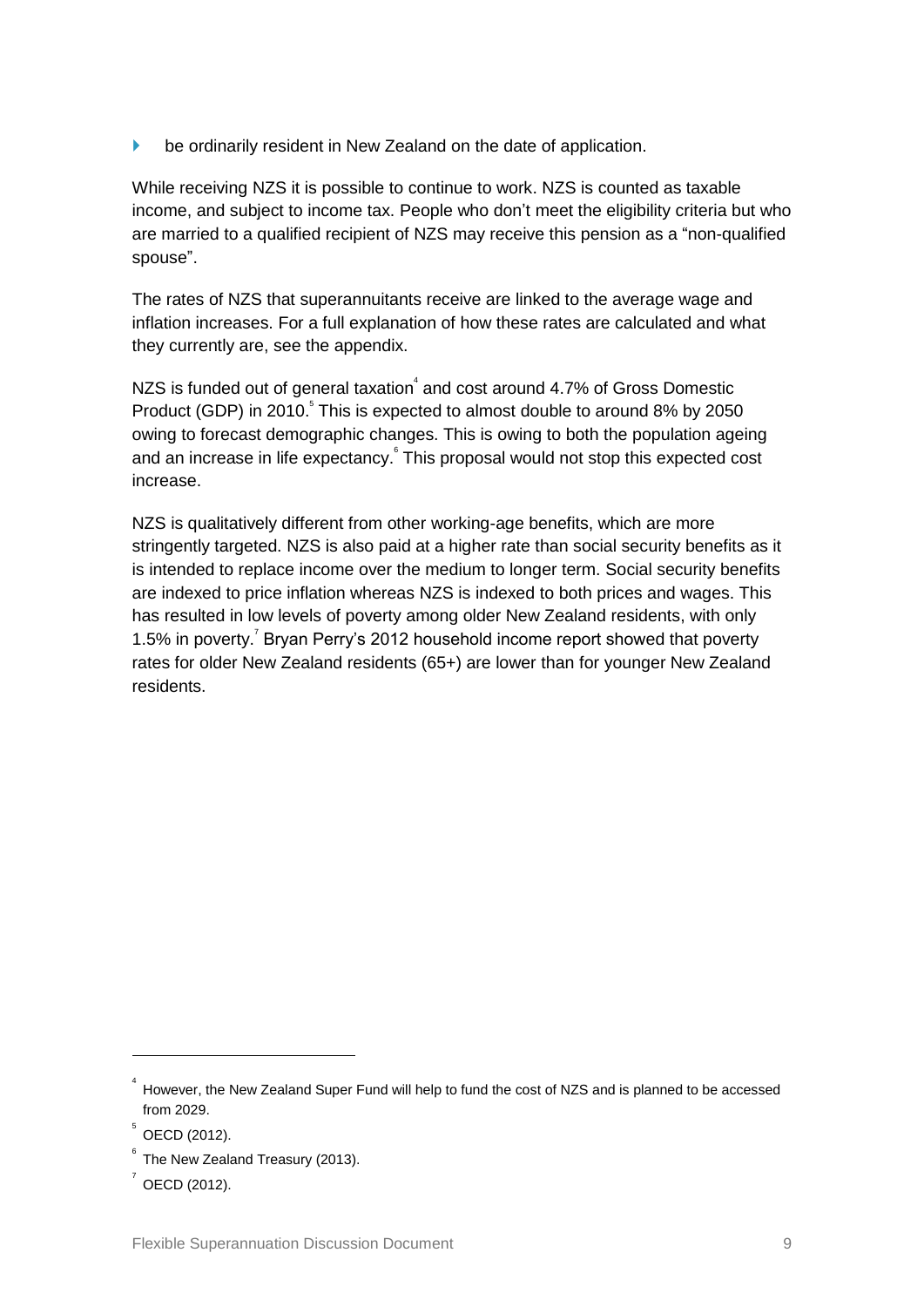- be ordinarily resident in New Zealand on the date of application.

While receiving NZS it is possible to continue to work. NZS is counted as taxable income, and subject to income tax. People who don't meet the eligibility criteria but who are married to a qualified recipient of NZS may receive this pension as a "non-qualified spouse".

The rates of NZS that superannuitants receive are linked to the average wage and inflation increases. For a full explanation of how these rates are calculated and what they currently are, see the appendix.

NZS is funded out of general taxation[4] and cost around 4.7% of Gross Domestic Product (GDP) in 2010.[5] This is expected to almost double to around 8% by 2050 owing to forecast demographic changes. This is owing to both the population ageing and an increase in life expectancy.[6] This proposal would not stop this expected cost increase.

NZS is qualitatively different from other working-age benefits, which are more stringently targeted. NZS is also paid at a higher rate than social security benefits as it is intended to replace income over the medium to longer term. Social security benefits are indexed to price inflation whereas NZS is indexed to both prices and wages. This has resulted in low levels of poverty among older New Zealand residents, with only 1.5% in poverty.[7] Bryan Perry's 2012 household income report showed that poverty rates for older New Zealand residents (65+) are lower than for younger New Zealand residents.

---

[4] However, the New Zealand Super Fund will help to fund the cost of NZS and is planned to be accessed from 2029.

[5] OECD (2012).

[6] The New Zealand Treasury (2013).

[7] OECD (2012).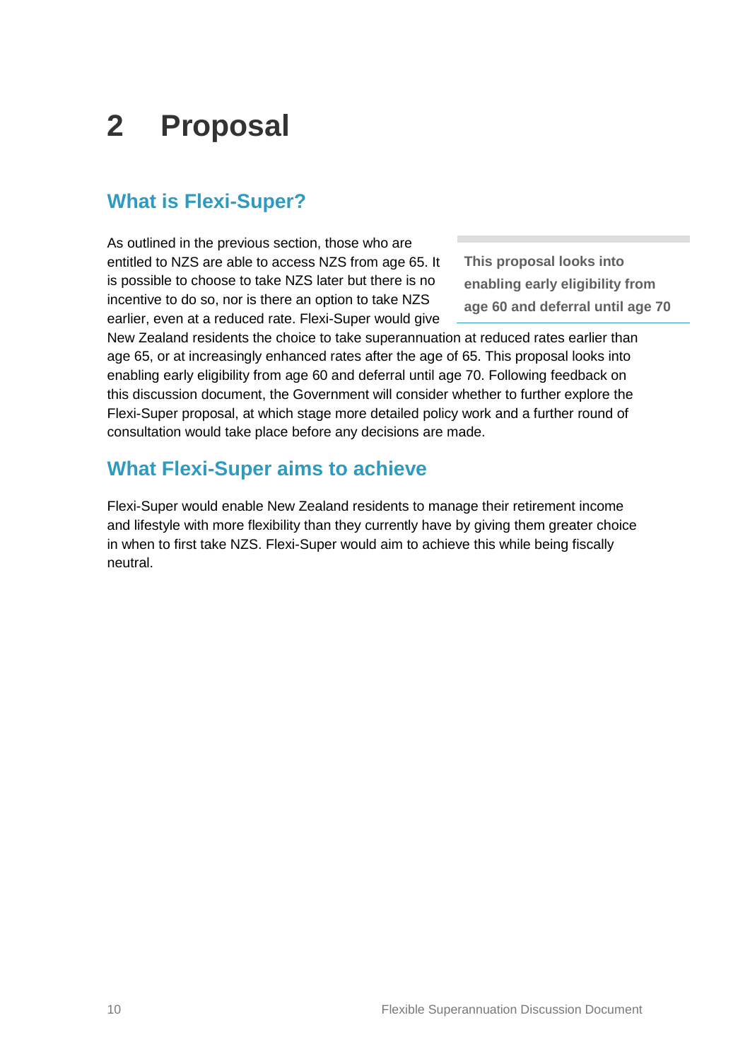# 2 Proposal

## What is Flexi-Super?

As outlined in the previous section, those who are entitled to NZS are able to access NZS from age 65. It is possible to choose to take NZS later but there is no incentive to do so, nor is there an option to take NZS earlier, even at a reduced rate. Flexi-Super would give New Zealand residents the choice to take superannuation at reduced rates earlier than age 65, or at increasingly enhanced rates after the age of 65. This proposal looks into enabling early eligibility from age 60 and deferral until age 70. Following feedback on this discussion document, the Government will consider whether to further explore the Flexi-Super proposal, at which stage more detailed policy work and a further round of consultation would take place before any decisions are made.

> **This proposal looks into enabling early eligibility from age 60 and deferral until age 70**

## What Flexi-Super aims to achieve

Flexi-Super would enable New Zealand residents to manage their retirement income and lifestyle with more flexibility than they currently have by giving them greater choice in when to first take NZS. Flexi-Super would aim to achieve this while being fiscally neutral.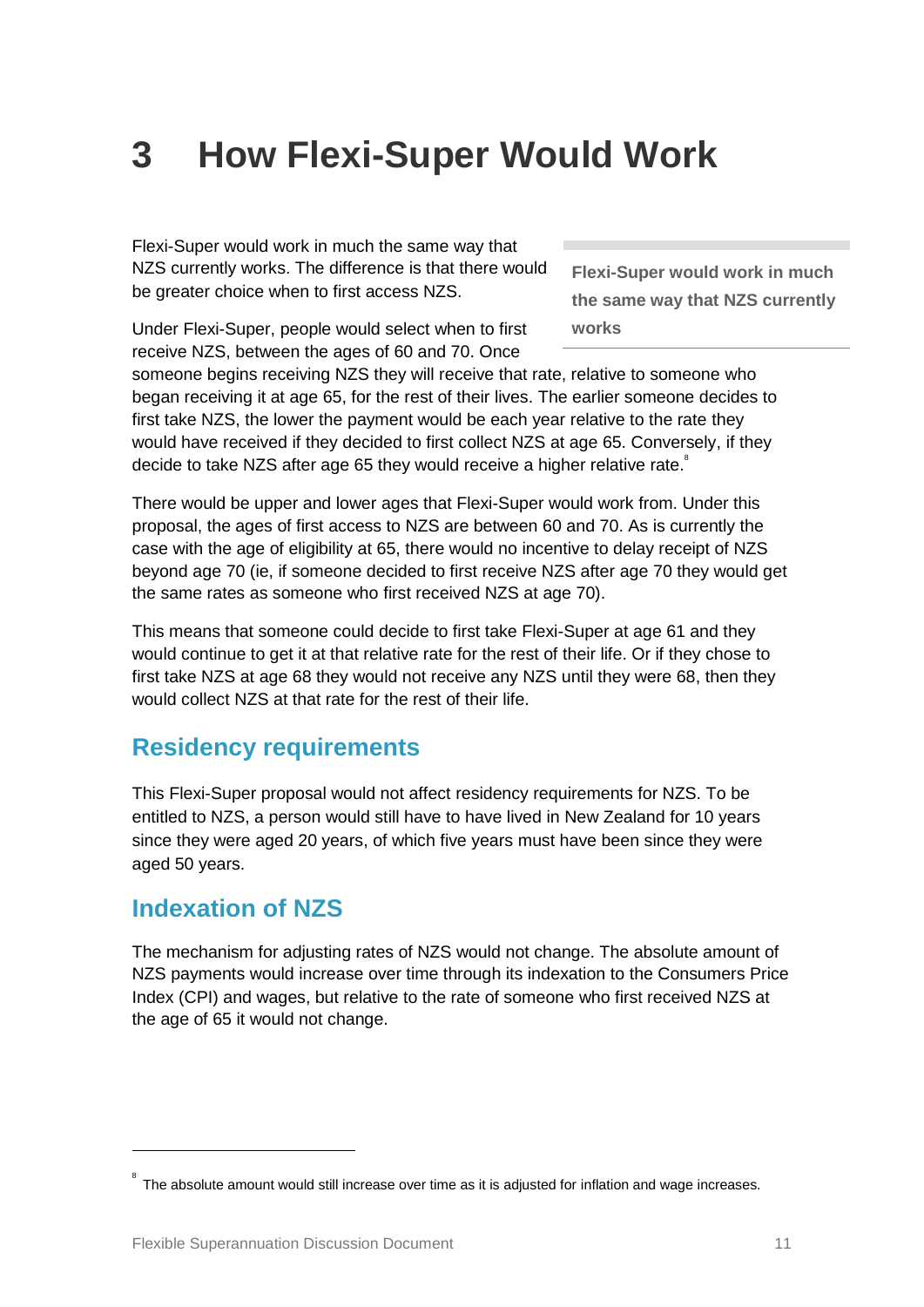# 3 How Flexi-Super Would Work

Flexi-Super would work in much the same way that NZS currently works. The difference is that there would be greater choice when to first access NZS.

**Flexi-Super would work in much the same way that NZS currently works**

Under Flexi-Super, people would select when to first receive NZS, between the ages of 60 and 70. Once someone begins receiving NZS they will receive that rate, relative to someone who began receiving it at age 65, for the rest of their lives. The earlier someone decides to first take NZS, the lower the payment would be each year relative to the rate they would have received if they decided to first collect NZS at age 65. Conversely, if they decide to take NZS after age 65 they would receive a higher relative rate.[8]

There would be upper and lower ages that Flexi-Super would work from. Under this proposal, the ages of first access to NZS are between 60 and 70. As is currently the case with the age of eligibility at 65, there would no incentive to delay receipt of NZS beyond age 70 (ie, if someone decided to first receive NZS after age 70 they would get the same rates as someone who first received NZS at age 70).

This means that someone could decide to first take Flexi-Super at age 61 and they would continue to get it at that relative rate for the rest of their life. Or if they chose to first take NZS at age 68 they would not receive any NZS until they were 68, then they would collect NZS at that rate for the rest of their life.

## Residency requirements

This Flexi-Super proposal would not affect residency requirements for NZS. To be entitled to NZS, a person would still have to have lived in New Zealand for 10 years since they were aged 20 years, of which five years must have been since they were aged 50 years.

## Indexation of NZS

The mechanism for adjusting rates of NZS would not change. The absolute amount of NZS payments would increase over time through its indexation to the Consumers Price Index (CPI) and wages, but relative to the rate of someone who first received NZS at the age of 65 it would not change.

---

[8] The absolute amount would still increase over time as it is adjusted for inflation and wage increases.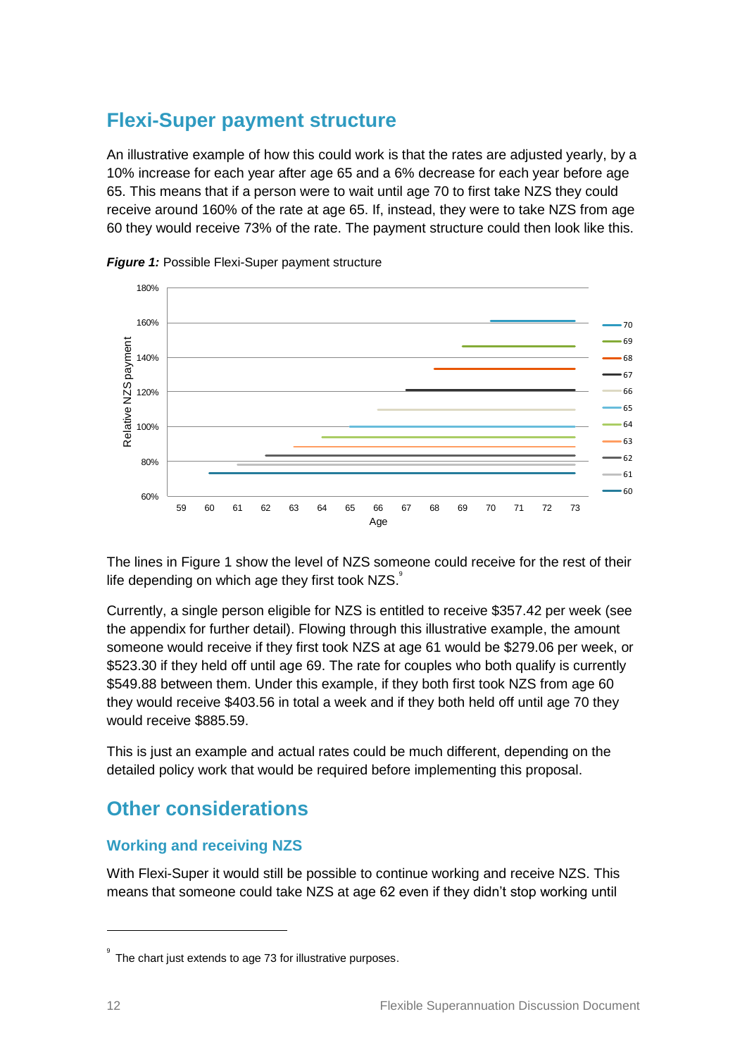## Flexi-Super payment structure

An illustrative example of how this could work is that the rates are adjusted yearly, by a 10% increase for each year after age 65 and a 6% decrease for each year before age 65. This means that if a person were to wait until age 70 to first take NZS they could receive around 160% of the rate at age 65. If, instead, they were to take NZS from age 60 they would receive 73% of the rate. The payment structure could then look like this.

***Figure 1:*** Possible Flexi-Super payment structure

The lines in Figure 1 show the level of NZS someone could receive for the rest of their life depending on which age they first took NZS.[9]

Currently, a single person eligible for NZS is entitled to receive $357.42 per week (see the appendix for further detail). Flowing through this illustrative example, the amount someone would receive if they first took NZS at age 61 would be $279.06 per week, or $523.30 if they held off until age 69. The rate for couples who both qualify is currently $549.88 between them. Under this example, if they both first took NZS from age 60 they would receive $403.56 in total a week and if they both held off until age 70 they would receive $885.59.

This is just an example and actual rates could be much different, depending on the detailed policy work that would be required before implementing this proposal.

## Other considerations

### Working and receiving NZS

With Flexi-Super it would still be possible to continue working and receive NZS. This means that someone could take NZS at age 62 even if they didn't stop working until

[9] The chart just extends to age 73 for illustrative purposes.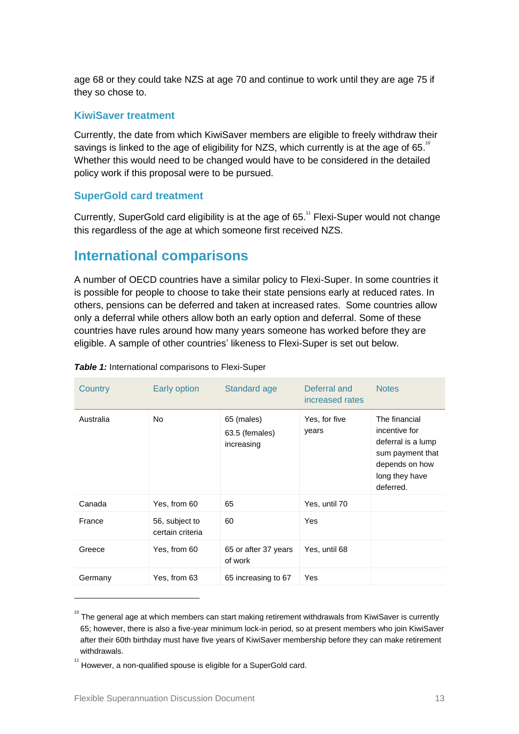age 68 or they could take NZS at age 70 and continue to work until they are age 75 if they so chose to.

### KiwiSaver treatment

Currently, the date from which KiwiSaver members are eligible to freely withdraw their savings is linked to the age of eligibility for NZS, which currently is at the age of 65.[10] Whether this would need to be changed would have to be considered in the detailed policy work if this proposal were to be pursued.

### SuperGold card treatment

Currently, SuperGold card eligibility is at the age of 65.[11] Flexi-Super would not change this regardless of the age at which someone first received NZS.

## International comparisons

A number of OECD countries have a similar policy to Flexi-Super. In some countries it is possible for people to choose to take their state pensions early at reduced rates. In others, pensions can be deferred and taken at increased rates. Some countries allow only a deferral while others allow both an early option and deferral. Some of these countries have rules around how many years someone has worked before they are eligible. A sample of other countries' likeness to Flexi-Super is set out below.

***Table 1:*** International comparisons to Flexi-Super

| Country | Early option | Standard age | Deferral and increased rates | Notes |
|---|---|---|---|---|
| Australia | No | 65 (males)<br>63.5 (females)<br>increasing | Yes, for five years | The financial incentive for deferral is a lump sum payment that depends on how long they have deferred. |
| Canada | Yes, from 60 | 65 | Yes, until 70 | |
| France | 56, subject to certain criteria | 60 | Yes | |
| Greece | Yes, from 60 | 65 or after 37 years of work | Yes, until 68 | |
| Germany | Yes, from 63 | 65 increasing to 67 | Yes | |

[10] The general age at which members can start making retirement withdrawals from KiwiSaver is currently 65; however, there is also a five-year minimum lock-in period, so at present members who join KiwiSaver after their 60th birthday must have five years of KiwiSaver membership before they can make retirement withdrawals.

[11] However, a non-qualified spouse is eligible for a SuperGold card.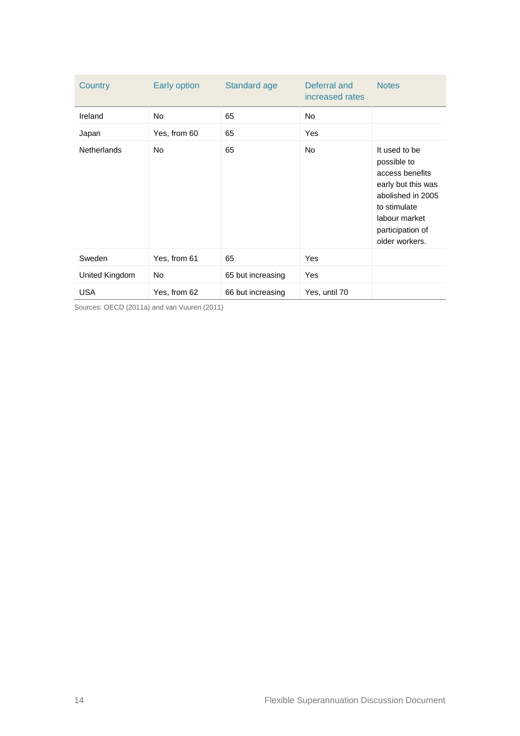| Country | Early option | Standard age | Deferral and increased rates | Notes |
|---|---|---|---|---|
| Ireland | No | 65 | No | |
| Japan | Yes, from 60 | 65 | Yes | |
| Netherlands | No | 65 | No | It used to be possible to access benefits early but this was abolished in 2005 to stimulate labour market participation of older workers. |
| Sweden | Yes, from 61 | 65 | Yes | |
| United Kingdom | No | 65 but increasing | Yes | |
| USA | Yes, from 62 | 66 but increasing | Yes, until 70 | |

Sources: OECD (2011a) and van Vuuren (2011)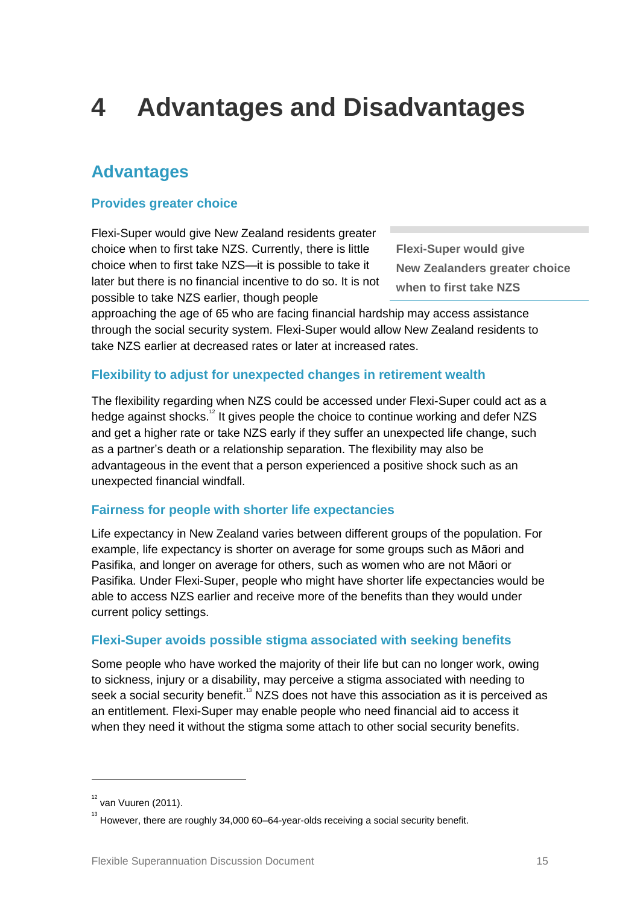# 4 Advantages and Disadvantages

## Advantages

### Provides greater choice

Flexi-Super would give New Zealand residents greater choice when to first take NZS. Currently, there is little choice when to first take NZS—it is possible to take it later but there is no financial incentive to do so. It is not possible to take NZS earlier, though people approaching the age of 65 who are facing financial hardship may access assistance through the social security system. Flexi-Super would allow New Zealand residents to take NZS earlier at decreased rates or later at increased rates.

> **Flexi-Super would give New Zealanders greater choice when to first take NZS**

### Flexibility to adjust for unexpected changes in retirement wealth

The flexibility regarding when NZS could be accessed under Flexi-Super could act as a hedge against shocks.[12] It gives people the choice to continue working and defer NZS and get a higher rate or take NZS early if they suffer an unexpected life change, such as a partner's death or a relationship separation. The flexibility may also be advantageous in the event that a person experienced a positive shock such as an unexpected financial windfall.

### Fairness for people with shorter life expectancies

Life expectancy in New Zealand varies between different groups of the population. For example, life expectancy is shorter on average for some groups such as Māori and Pasifika, and longer on average for others, such as women who are not Māori or Pasifika. Under Flexi-Super, people who might have shorter life expectancies would be able to access NZS earlier and receive more of the benefits than they would under current policy settings.

### Flexi-Super avoids possible stigma associated with seeking benefits

Some people who have worked the majority of their life but can no longer work, owing to sickness, injury or a disability, may perceive a stigma associated with needing to seek a social security benefit.[13] NZS does not have this association as it is perceived as an entitlement. Flexi-Super may enable people who need financial aid to access it when they need it without the stigma some attach to other social security benefits.

---

[12] van Vuuren (2011).

[13] However, there are roughly 34,000 60–64-year-olds receiving a social security benefit.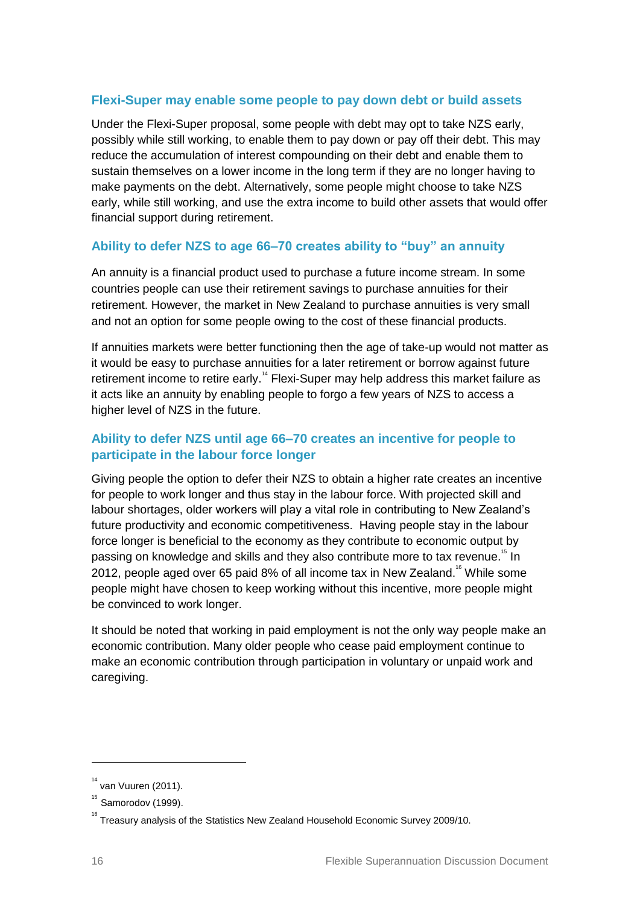### Flexi-Super may enable some people to pay down debt or build assets

Under the Flexi-Super proposal, some people with debt may opt to take NZS early, possibly while still working, to enable them to pay down or pay off their debt. This may reduce the accumulation of interest compounding on their debt and enable them to sustain themselves on a lower income in the long term if they are no longer having to make payments on the debt. Alternatively, some people might choose to take NZS early, while still working, and use the extra income to build other assets that would offer financial support during retirement.

### Ability to defer NZS to age 66–70 creates ability to "buy" an annuity

An annuity is a financial product used to purchase a future income stream. In some countries people can use their retirement savings to purchase annuities for their retirement. However, the market in New Zealand to purchase annuities is very small and not an option for some people owing to the cost of these financial products.

If annuities markets were better functioning then the age of take-up would not matter as it would be easy to purchase annuities for a later retirement or borrow against future retirement income to retire early.[14] Flexi-Super may help address this market failure as it acts like an annuity by enabling people to forgo a few years of NZS to access a higher level of NZS in the future.

### Ability to defer NZS until age 66–70 creates an incentive for people to participate in the labour force longer

Giving people the option to defer their NZS to obtain a higher rate creates an incentive for people to work longer and thus stay in the labour force. With projected skill and labour shortages, older workers will play a vital role in contributing to New Zealand's future productivity and economic competitiveness. Having people stay in the labour force longer is beneficial to the economy as they contribute to economic output by passing on knowledge and skills and they also contribute more to tax revenue.[15] In 2012, people aged over 65 paid 8% of all income tax in New Zealand.[16] While some people might have chosen to keep working without this incentive, more people might be convinced to work longer.

It should be noted that working in paid employment is not the only way people make an economic contribution. Many older people who cease paid employment continue to make an economic contribution through participation in voluntary or unpaid work and caregiving.

---

[14] van Vuuren (2011).

[15] Samorodov (1999).

[16] Treasury analysis of the Statistics New Zealand Household Economic Survey 2009/10.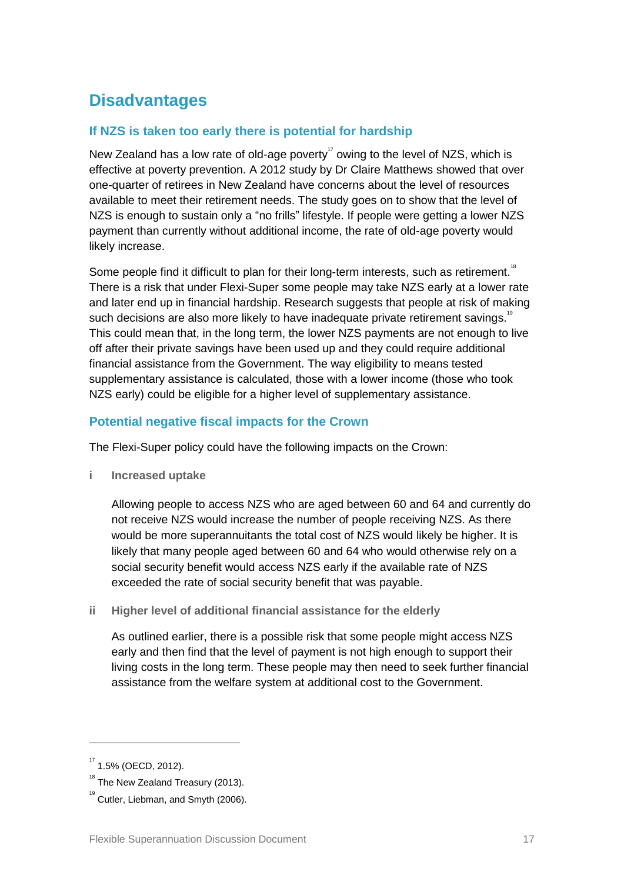## Disadvantages

### If NZS is taken too early there is potential for hardship

New Zealand has a low rate of old-age poverty[17] owing to the level of NZS, which is effective at poverty prevention. A 2012 study by Dr Claire Matthews showed that over one-quarter of retirees in New Zealand have concerns about the level of resources available to meet their retirement needs. The study goes on to show that the level of NZS is enough to sustain only a "no frills" lifestyle. If people were getting a lower NZS payment than currently without additional income, the rate of old-age poverty would likely increase.

Some people find it difficult to plan for their long-term interests, such as retirement.[18] There is a risk that under Flexi-Super some people may take NZS early at a lower rate and later end up in financial hardship. Research suggests that people at risk of making such decisions are also more likely to have inadequate private retirement savings.[19] This could mean that, in the long term, the lower NZS payments are not enough to live off after their private savings have been used up and they could require additional financial assistance from the Government. The way eligibility to means tested supplementary assistance is calculated, those with a lower income (those who took NZS early) could be eligible for a higher level of supplementary assistance.

### Potential negative fiscal impacts for the Crown

The Flexi-Super policy could have the following impacts on the Crown:

**i Increased uptake**

Allowing people to access NZS who are aged between 60 and 64 and currently do not receive NZS would increase the number of people receiving NZS. As there would be more superannuitants the total cost of NZS would likely be higher. It is likely that many people aged between 60 and 64 who would otherwise rely on a social security benefit would access NZS early if the available rate of NZS exceeded the rate of social security benefit that was payable.

**ii Higher level of additional financial assistance for the elderly**

As outlined earlier, there is a possible risk that some people might access NZS early and then find that the level of payment is not high enough to support their living costs in the long term. These people may then need to seek further financial assistance from the welfare system at additional cost to the Government.

---

[17] 1.5% (OECD, 2012).

[18] The New Zealand Treasury (2013).

[19] Cutler, Liebman, and Smyth (2006).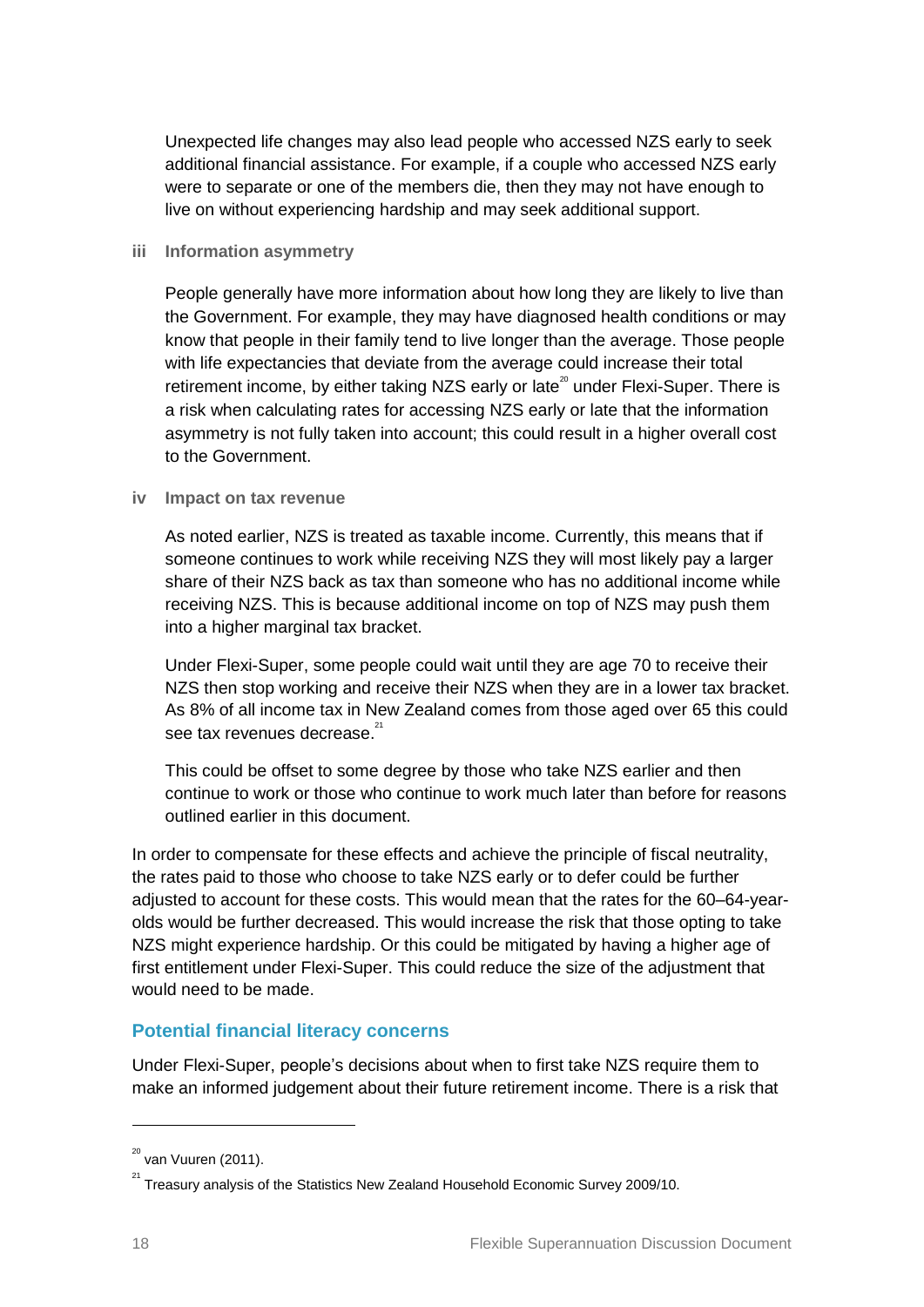Unexpected life changes may also lead people who accessed NZS early to seek additional financial assistance. For example, if a couple who accessed NZS early were to separate or one of the members die, then they may not have enough to live on without experiencing hardship and may seek additional support.

**iii Information asymmetry**

People generally have more information about how long they are likely to live than the Government. For example, they may have diagnosed health conditions or may know that people in their family tend to live longer than the average. Those people with life expectancies that deviate from the average could increase their total retirement income, by either taking NZS early or late[20] under Flexi-Super. There is a risk when calculating rates for accessing NZS early or late that the information asymmetry is not fully taken into account; this could result in a higher overall cost to the Government.

**iv Impact on tax revenue**

As noted earlier, NZS is treated as taxable income. Currently, this means that if someone continues to work while receiving NZS they will most likely pay a larger share of their NZS back as tax than someone who has no additional income while receiving NZS. This is because additional income on top of NZS may push them into a higher marginal tax bracket.

Under Flexi-Super, some people could wait until they are age 70 to receive their NZS then stop working and receive their NZS when they are in a lower tax bracket. As 8% of all income tax in New Zealand comes from those aged over 65 this could see tax revenues decrease.[21]

This could be offset to some degree by those who take NZS earlier and then continue to work or those who continue to work much later than before for reasons outlined earlier in this document.

In order to compensate for these effects and achieve the principle of fiscal neutrality, the rates paid to those who choose to take NZS early or to defer could be further adjusted to account for these costs. This would mean that the rates for the 60–64-year-olds would be further decreased. This would increase the risk that those opting to take NZS might experience hardship. Or this could be mitigated by having a higher age of first entitlement under Flexi-Super. This could reduce the size of the adjustment that would need to be made.

### Potential financial literacy concerns

Under Flexi-Super, people's decisions about when to first take NZS require them to make an informed judgement about their future retirement income. There is a risk that

---

[20] van Vuuren (2011).

[21] Treasury analysis of the Statistics New Zealand Household Economic Survey 2009/10.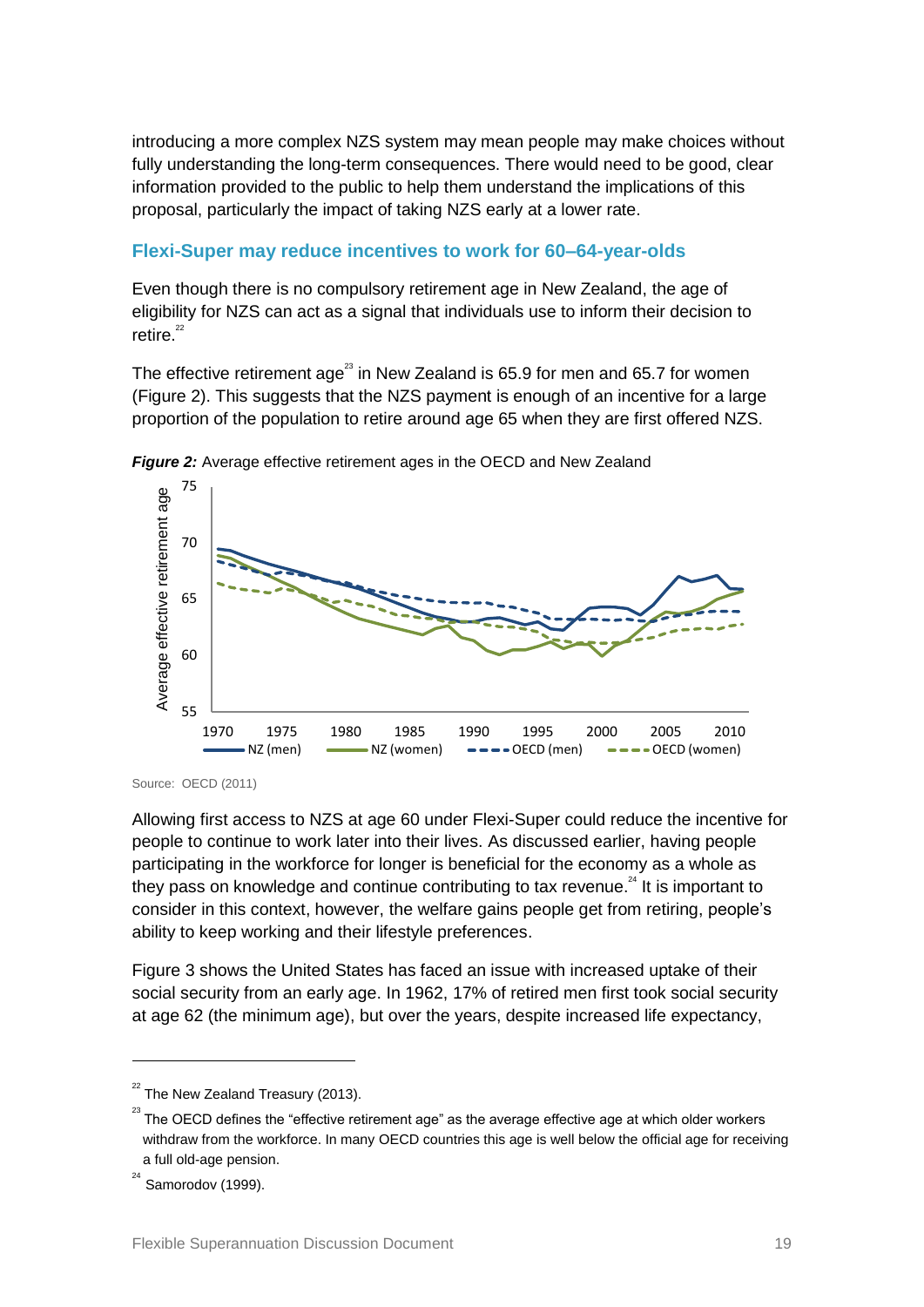introducing a more complex NZS system may mean people may make choices without fully understanding the long-term consequences. There would need to be good, clear information provided to the public to help them understand the implications of this proposal, particularly the impact of taking NZS early at a lower rate.

### Flexi-Super may reduce incentives to work for 60–64-year-olds

Even though there is no compulsory retirement age in New Zealand, the age of eligibility for NZS can act as a signal that individuals use to inform their decision to retire.[22]

The effective retirement age[23] in New Zealand is 65.9 for men and 65.7 for women (Figure 2). This suggests that the NZS payment is enough of an incentive for a large proportion of the population to retire around age 65 when they are first offered NZS.

***Figure 2:*** Average effective retirement ages in the OECD and New Zealand

Source: OECD (2011)

Allowing first access to NZS at age 60 under Flexi-Super could reduce the incentive for people to continue to work later into their lives. As discussed earlier, having people participating in the workforce for longer is beneficial for the economy as a whole as they pass on knowledge and continue contributing to tax revenue.[24] It is important to consider in this context, however, the welfare gains people get from retiring, people's ability to keep working and their lifestyle preferences.

Figure 3 shows the United States has faced an issue with increased uptake of their social security from an early age. In 1962, 17% of retired men first took social security at age 62 (the minimum age), but over the years, despite increased life expectancy,

---

[22] The New Zealand Treasury (2013).

[23] The OECD defines the "effective retirement age" as the average effective age at which older workers withdraw from the workforce. In many OECD countries this age is well below the official age for receiving a full old-age pension.

[24] Samorodov (1999).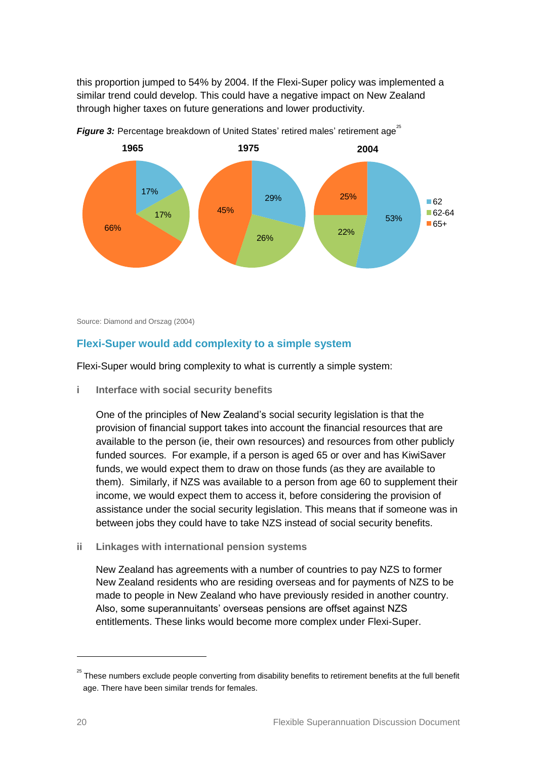this proportion jumped to 54% by 2004. If the Flexi-Super policy was implemented a similar trend could develop. This could have a negative impact on New Zealand through higher taxes on future generations and lower productivity.

***Figure 3:*** Percentage breakdown of United States' retired males' retirement age[25]

| Retirement age | 1965 | 1975 | 2004 |
|---|---|---|---|
| 62 | 17% | 29% | 53% |
| 62-64 | 17% | 26% | 22% |
| 65+ | 66% | 45% | 25% |

Source: Diamond and Orszag (2004)

## Flexi-Super would add complexity to a simple system

Flexi-Super would bring complexity to what is currently a simple system:

**i Interface with social security benefits**

One of the principles of New Zealand's social security legislation is that the provision of financial support takes into account the financial resources that are available to the person (ie, their own resources) and resources from other publicly funded sources. For example, if a person is aged 65 or over and has KiwiSaver funds, we would expect them to draw on those funds (as they are available to them). Similarly, if NZS was available to a person from age 60 to supplement their income, we would expect them to access it, before considering the provision of assistance under the social security legislation. This means that if someone was in between jobs they could have to take NZS instead of social security benefits.

**ii Linkages with international pension systems**

New Zealand has agreements with a number of countries to pay NZS to former New Zealand residents who are residing overseas and for payments of NZS to be made to people in New Zealand who have previously resided in another country. Also, some superannuitants' overseas pensions are offset against NZS entitlements. These links would become more complex under Flexi-Super.

[25] These numbers exclude people converting from disability benefits to retirement benefits at the full benefit age. There have been similar trends for females.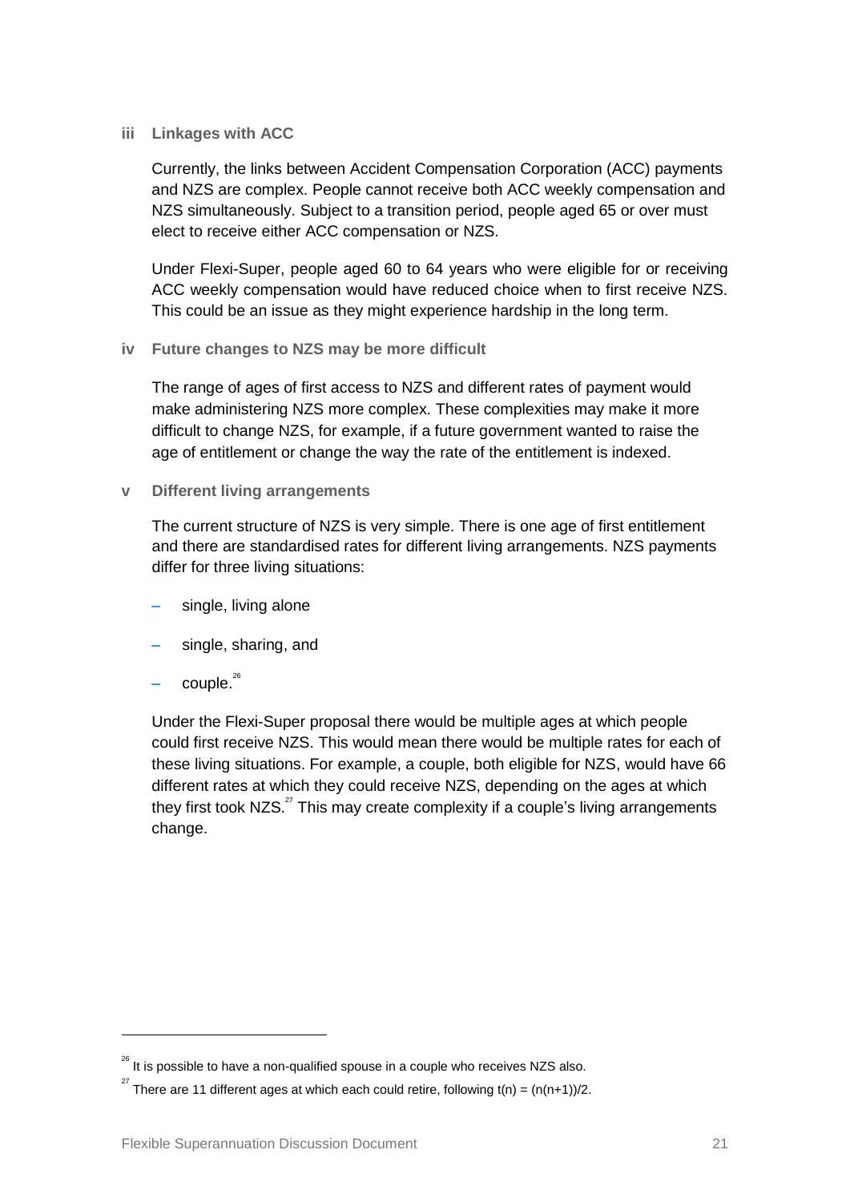### iii Linkages with ACC

Currently, the links between Accident Compensation Corporation (ACC) payments and NZS are complex. People cannot receive both ACC weekly compensation and NZS simultaneously. Subject to a transition period, people aged 65 or over must elect to receive either ACC compensation or NZS.

Under Flexi-Super, people aged 60 to 64 years who were eligible for or receiving ACC weekly compensation would have reduced choice when to first receive NZS. This could be an issue as they might experience hardship in the long term.

### iv Future changes to NZS may be more difficult

The range of ages of first access to NZS and different rates of payment would make administering NZS more complex. These complexities may make it more difficult to change NZS, for example, if a future government wanted to raise the age of entitlement or change the way the rate of the entitlement is indexed.

### v Different living arrangements

The current structure of NZS is very simple. There is one age of first entitlement and there are standardised rates for different living arrangements. NZS payments differ for three living situations:

- single, living alone
- single, sharing, and
- couple.[26]

Under the Flexi-Super proposal there would be multiple ages at which people could first receive NZS. This would mean there would be multiple rates for each of these living situations. For example, a couple, both eligible for NZS, would have 66 different rates at which they could receive NZS, depending on the ages at which they first took NZS.[27] This may create complexity if a couple's living arrangements change.

---

[26] It is possible to have a non-qualified spouse in a couple who receives NZS also.

[27] There are 11 different ages at which each could retire, following $t(n) = (n(n+1))/2$.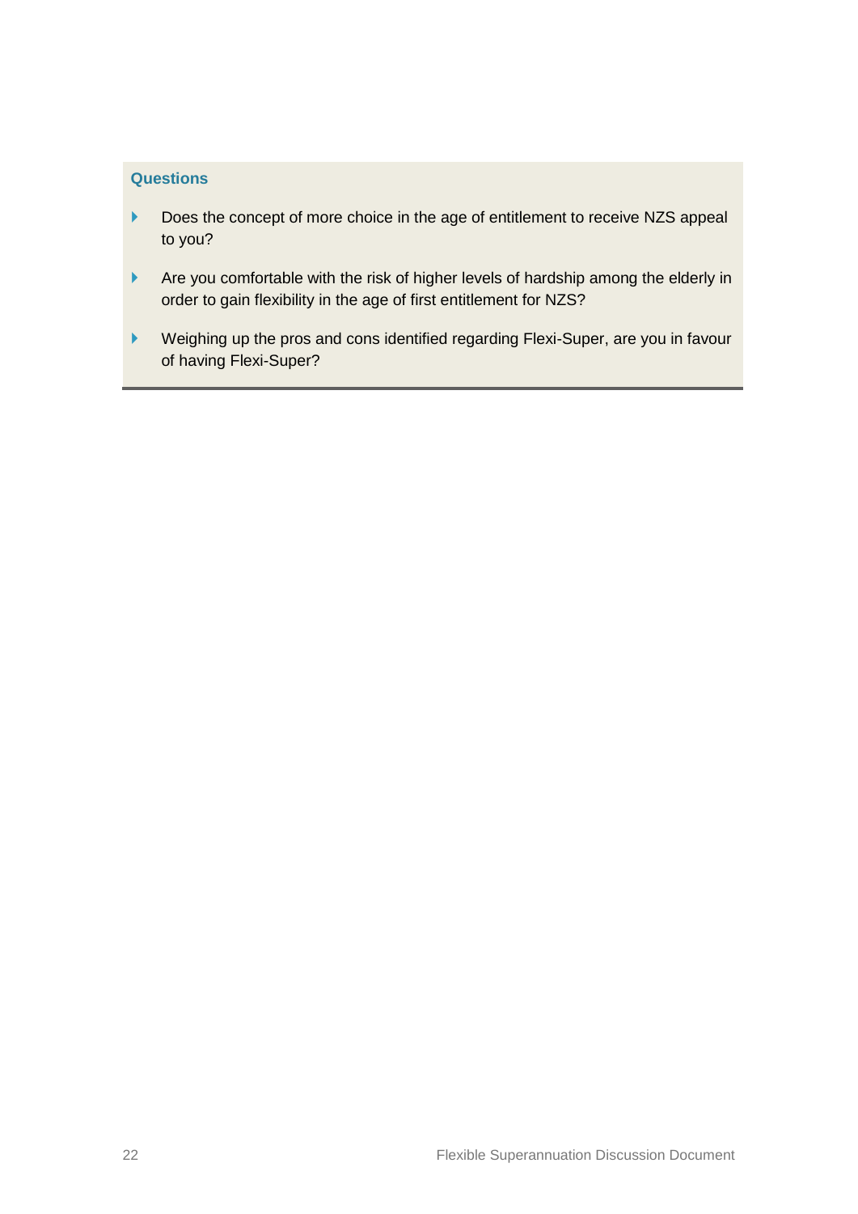### Questions

- Does the concept of more choice in the age of entitlement to receive NZS appeal to you?
- Are you comfortable with the risk of higher levels of hardship among the elderly in order to gain flexibility in the age of first entitlement for NZS?
- Weighing up the pros and cons identified regarding Flexi-Super, are you in favour of having Flexi-Super?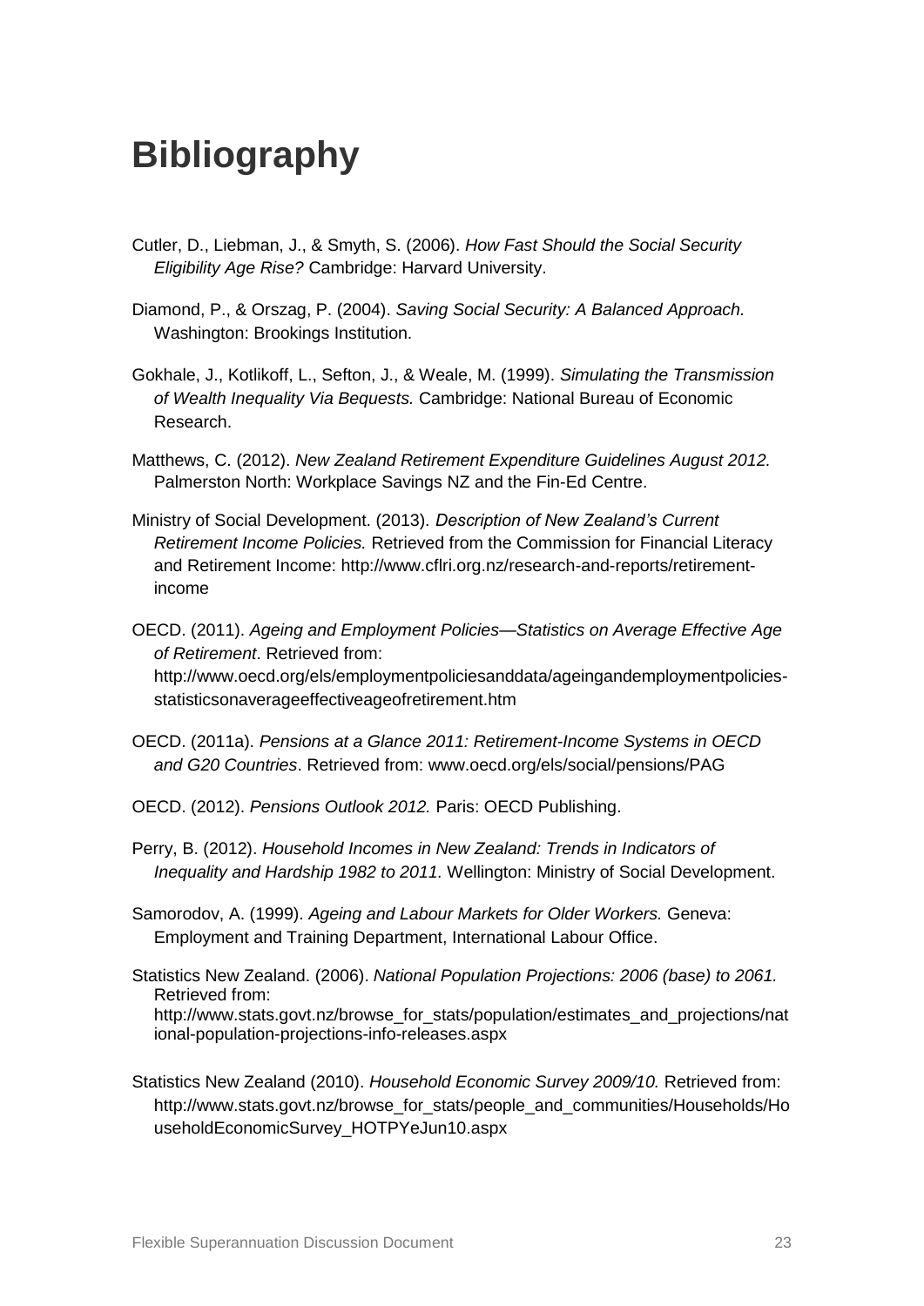# Bibliography

Cutler, D., Liebman, J., & Smyth, S. (2006). *How Fast Should the Social Security Eligibility Age Rise?* Cambridge: Harvard University.

Diamond, P., & Orszag, P. (2004). *Saving Social Security: A Balanced Approach.* Washington: Brookings Institution.

Gokhale, J., Kotlikoff, L., Sefton, J., & Weale, M. (1999). *Simulating the Transmission of Wealth Inequality Via Bequests.* Cambridge: National Bureau of Economic Research.

Matthews, C. (2012). *New Zealand Retirement Expenditure Guidelines August 2012.* Palmerston North: Workplace Savings NZ and the Fin-Ed Centre.

Ministry of Social Development. (2013). *Description of New Zealand's Current Retirement Income Policies.* Retrieved from the Commission for Financial Literacy and Retirement Income: http://www.cflri.org.nz/research-and-reports/retirement-income

OECD. (2011). *Ageing and Employment Policies—Statistics on Average Effective Age of Retirement*. Retrieved from: http://www.oecd.org/els/employmentpoliciesanddata/ageingandemploymentpolicies-statisticsonaverageeffectiveageofretirement.htm

OECD. (2011a). *Pensions at a Glance 2011: Retirement-Income Systems in OECD and G20 Countries*. Retrieved from: www.oecd.org/els/social/pensions/PAG

OECD. (2012). *Pensions Outlook 2012.* Paris: OECD Publishing.

Perry, B. (2012). *Household Incomes in New Zealand: Trends in Indicators of Inequality and Hardship 1982 to 2011.* Wellington: Ministry of Social Development.

Samorodov, A. (1999). *Ageing and Labour Markets for Older Workers.* Geneva: Employment and Training Department, International Labour Office.

Statistics New Zealand. (2006). *National Population Projections: 2006 (base) to 2061.* Retrieved from: http://www.stats.govt.nz/browse_for_stats/population/estimates_and_projections/national-population-projections-info-releases.aspx

Statistics New Zealand (2010). *Household Economic Survey 2009/10.* Retrieved from: http://www.stats.govt.nz/browse_for_stats/people_and_communities/Households/HouseholdEconomicSurvey_HOTPYeJun10.aspx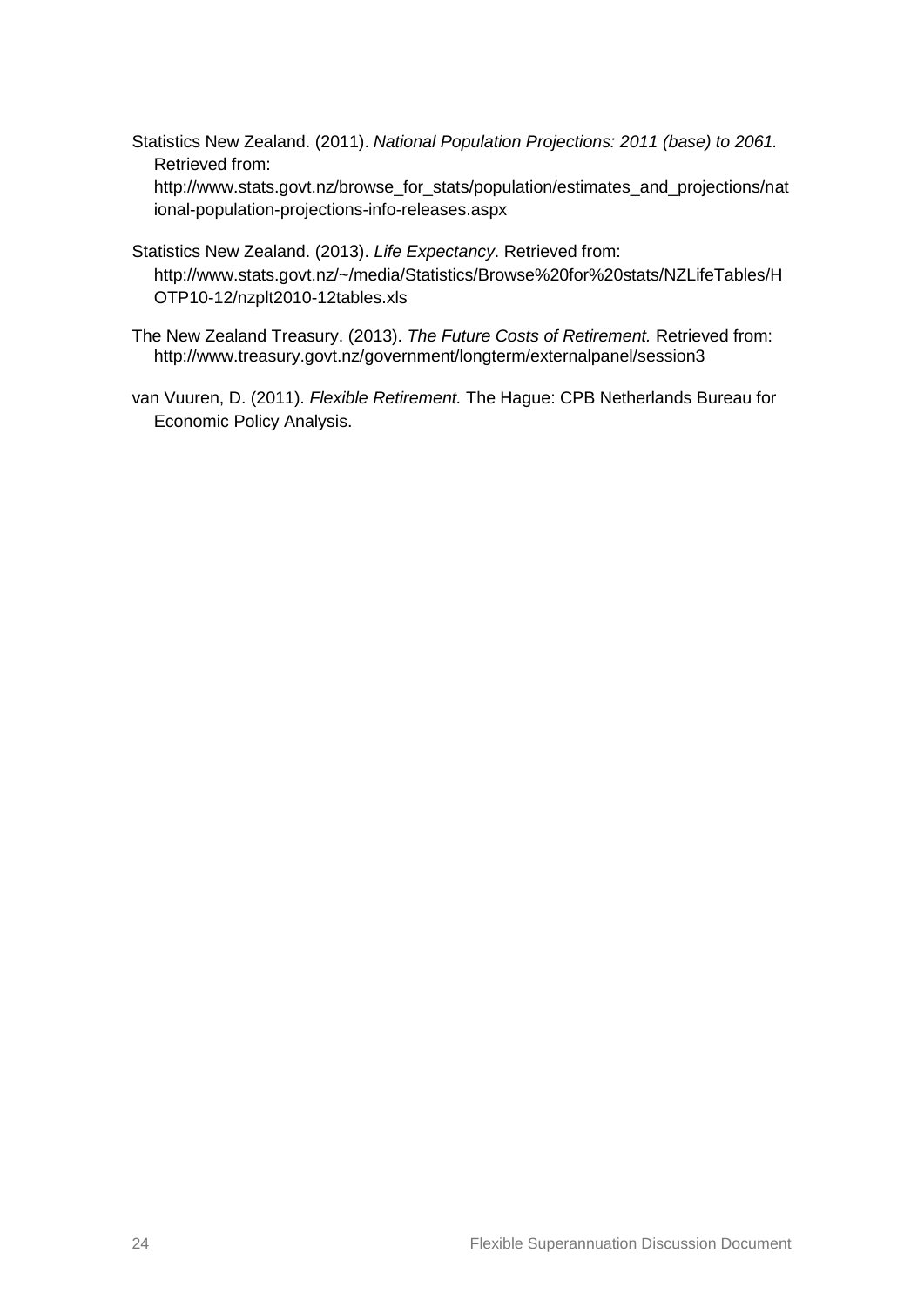Statistics New Zealand. (2011). *National Population Projections: 2011 (base) to 2061.* Retrieved from: http://www.stats.govt.nz/browse_for_stats/population/estimates_and_projections/national-population-projections-info-releases.aspx

Statistics New Zealand. (2013). *Life Expectancy*. Retrieved from: http://www.stats.govt.nz/~/media/Statistics/Browse%20for%20stats/NZLifeTables/HOTP10-12/nzplt2010-12tables.xls

The New Zealand Treasury. (2013). *The Future Costs of Retirement.* Retrieved from: http://www.treasury.govt.nz/government/longterm/externalpanel/session3

van Vuuren, D. (2011). *Flexible Retirement.* The Hague: CPB Netherlands Bureau for Economic Policy Analysis.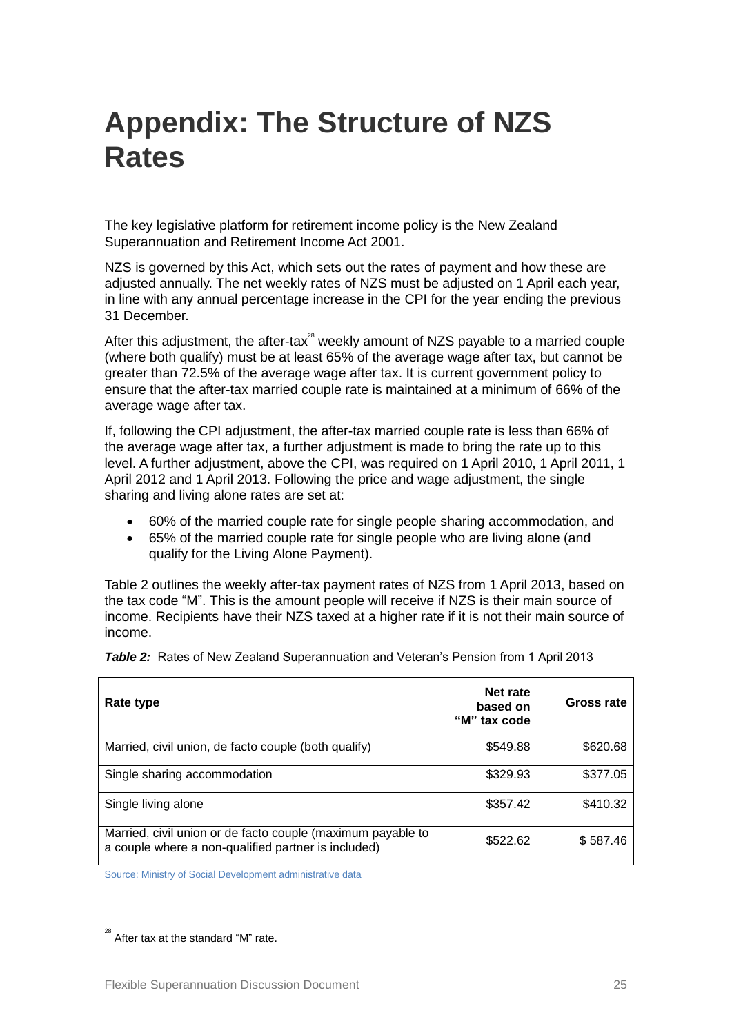# Appendix: The Structure of NZS Rates

The key legislative platform for retirement income policy is the New Zealand Superannuation and Retirement Income Act 2001.

NZS is governed by this Act, which sets out the rates of payment and how these are adjusted annually. The net weekly rates of NZS must be adjusted on 1 April each year, in line with any annual percentage increase in the CPI for the year ending the previous 31 December.

After this adjustment, the after-tax[28] weekly amount of NZS payable to a married couple (where both qualify) must be at least 65% of the average wage after tax, but cannot be greater than 72.5% of the average wage after tax. It is current government policy to ensure that the after-tax married couple rate is maintained at a minimum of 66% of the average wage after tax.

If, following the CPI adjustment, the after-tax married couple rate is less than 66% of the average wage after tax, a further adjustment is made to bring the rate up to this level. A further adjustment, above the CPI, was required on 1 April 2010, 1 April 2011, 1 April 2012 and 1 April 2013. Following the price and wage adjustment, the single sharing and living alone rates are set at:

- 60% of the married couple rate for single people sharing accommodation, and
- 65% of the married couple rate for single people who are living alone (and qualify for the Living Alone Payment).

Table 2 outlines the weekly after-tax payment rates of NZS from 1 April 2013, based on the tax code "M". This is the amount people will receive if NZS is their main source of income. Recipients have their NZS taxed at a higher rate if it is not their main source of income.

***Table 2:*** Rates of New Zealand Superannuation and Veteran's Pension from 1 April 2013

| Rate type | Net rate based on "M" tax code | Gross rate |
|---|---|---|
| Married, civil union, de facto couple (both qualify) | $549.88 | $620.68 |
| Single sharing accommodation | $329.93 | $377.05 |
| Single living alone | $357.42 | $410.32 |
| Married, civil union or de facto couple (maximum payable to a couple where a non-qualified partner is included) | $522.62 | $ 587.46 |

Source: Ministry of Social Development administrative data

[28] After tax at the standard "M" rate.